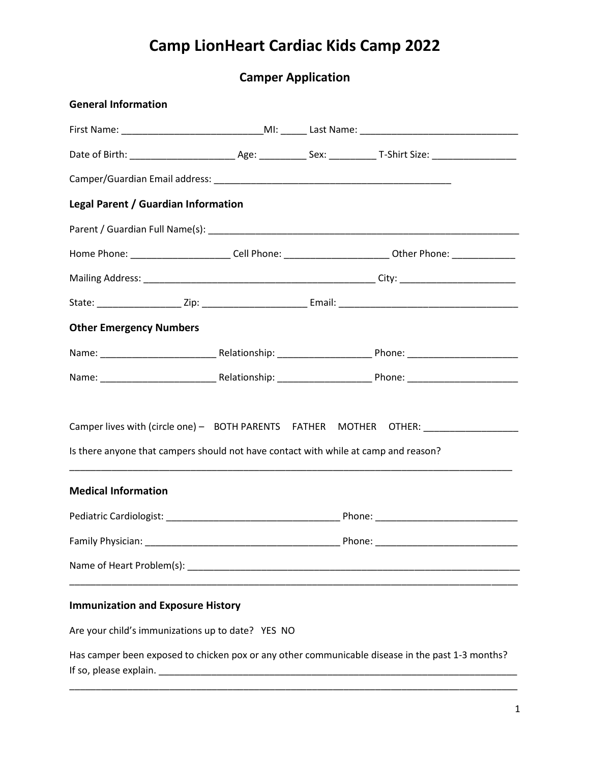# Camp LionHeart Cardiac Kids Camp 2022

## Camper Application

### General Information

First Name: ___________________________MI: _____ Last Name: ______________________________

Date of Birth: ____________________ Age: _________ Sex: _________ T-Shirt Size: ________________

Camper/Guardian Email address: ______________________________________________

### Legal Parent / Guardian Information

Parent / Guardian Full Name(s): ____________________________________________________________

Home Phone: ___________________ Cell Phone: ____________________ Other Phone: ____________

Mailing Address: _____________________________________________ City: ______________________

State: ________________ Zip: ____________________ Email: __________________________________

### Other Emergency Numbers

Name: ______________________ Relationship: __________________ Phone: _____________________

Name: ______________________ Relationship: __________________ Phone: _____________________

Camper lives with (circle one) – BOTH PARENTS FATHER MOTHER OTHER: __________________

Is there anyone that campers should not have contact with while at camp and reason?

________________________________________________________________________________________

### Medical Information

Pediatric Cardiologist: __________________________________ Phone: ___________________________

Family Physician: ______________________________________ Phone: ___________________________

Name of Heart Problem(s): __________________________________________________________________

________________________________________________________________________________________

### Immunization and Exposure History

Are your child's immunizations up to date? YES NO

Has camper been exposed to chicken pox or any other communicable disease in the past 1-3 months? If so, please explain. ______________________________________________________________________

________________________________________________________________________________________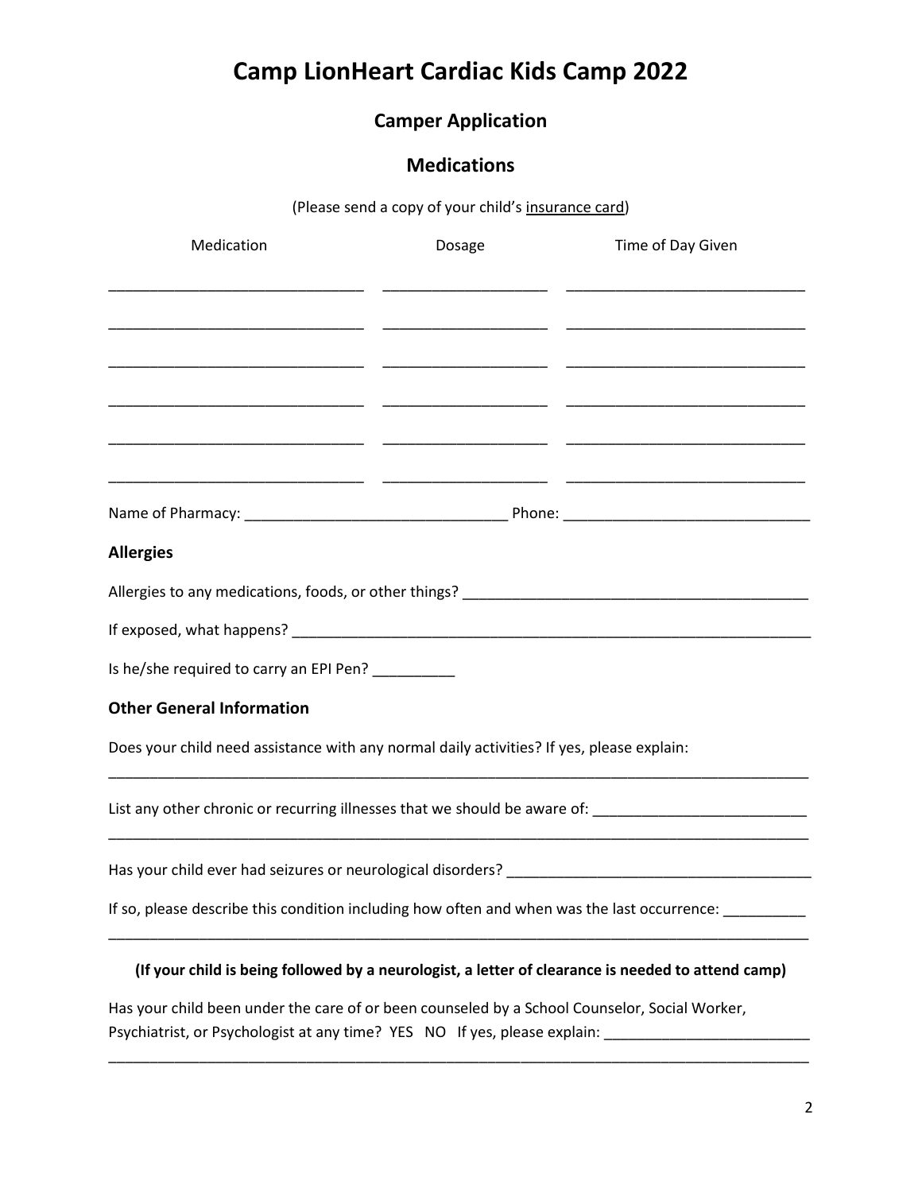# Camp LionHeart Cardiac Kids Camp 2022

## Camper Application

## Medications

(Please send a copy of your child's insurance card)

| Medication | Dosage | Time of Day Given |
| --- | --- | --- |
| ______________________________ | ____________________ | ____________________________ |
| ______________________________ | ____________________ | ____________________________ |
| ______________________________ | ____________________ | ____________________________ |
| ______________________________ | ____________________ | ____________________________ |
| ______________________________ | ____________________ | ____________________________ |
| ______________________________ | ____________________ | ____________________________ |

Name of Pharmacy: _______________________________ Phone: _____________________________

### Allergies

Allergies to any medications, foods, or other things? ________________________________________

If exposed, what happens? ______________________________________________________________

Is he/she required to carry an EPI Pen? __________

### Other General Information

Does your child need assistance with any normal daily activities? If yes, please explain:

_____________________________________________________________________________________

List any other chronic or recurring illnesses that we should be aware of: _________________________

_____________________________________________________________________________________

Has your child ever had seizures or neurological disorders? ____________________________________

If so, please describe this condition including how often and when was the last occurrence: __________

_____________________________________________________________________________________

**(If your child is being followed by a neurologist, a letter of clearance is needed to attend camp)**

Has your child been under the care of or been counseled by a School Counselor, Social Worker, Psychiatrist, or Psychologist at any time? YES NO If yes, please explain: _________________________

_____________________________________________________________________________________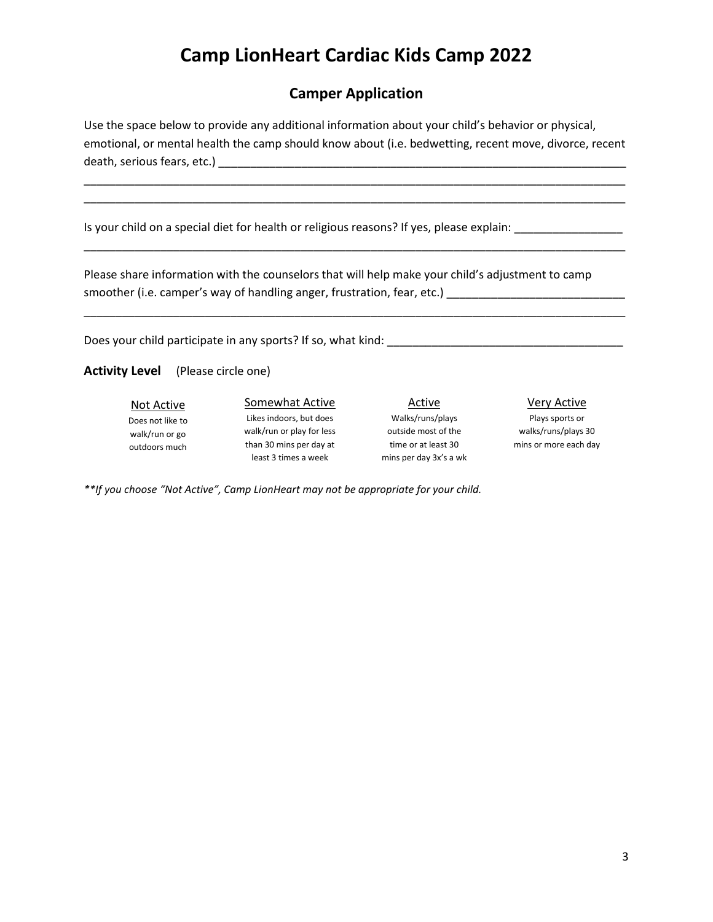# Camp LionHeart Cardiac Kids Camp 2022

## Camper Application

Use the space below to provide any additional information about your child's behavior or physical, emotional, or mental health the camp should know about (i.e. bedwetting, recent move, divorce, recent death, serious fears, etc.) ___________________________________________________________________

_________________________________________________________________________________________

_________________________________________________________________________________________

Is your child on a special diet for health or religious reasons? If yes, please explain: _________________

_________________________________________________________________________________________

Please share information with the counselors that will help make your child's adjustment to camp smoother (i.e. camper's way of handling anger, frustration, fear, etc.) ___________________________

_________________________________________________________________________________________

Does your child participate in any sports? If so, what kind: _____________________________________

**Activity Level** (Please circle one)

| Not Active | Somewhat Active | Active | Very Active |
|---|---|---|---|
| Does not like to walk/run or go outdoors much | Likes indoors, but does walk/run or play for less than 30 mins per day at least 3 times a week | Walks/runs/plays outside most of the time or at least 30 mins per day 3x's a wk | Plays sports or walks/runs/plays 30 mins or more each day |

*\*\*If you choose "Not Active", Camp LionHeart may not be appropriate for your child.*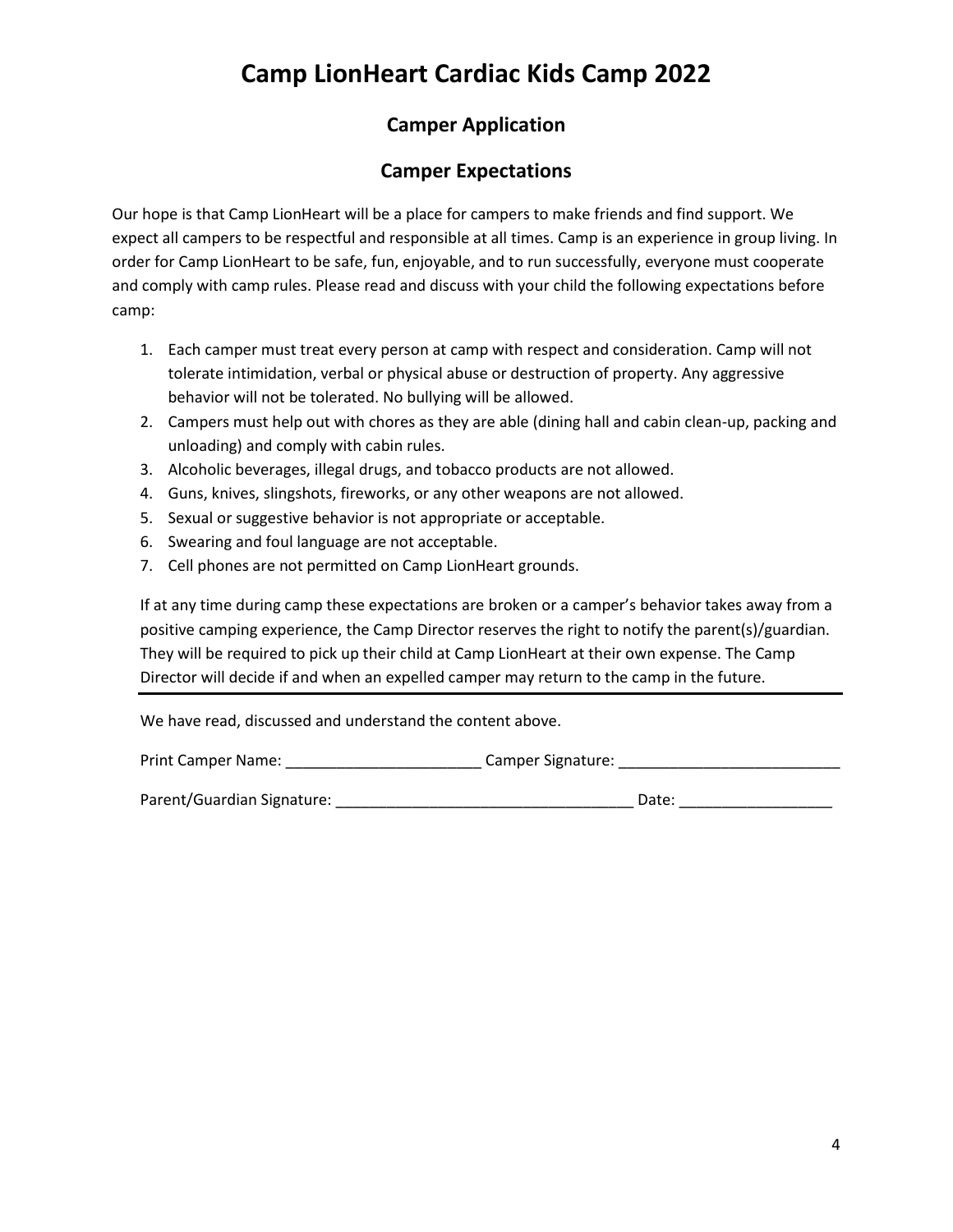# Camp LionHeart Cardiac Kids Camp 2022

## Camper Application

## Camper Expectations

Our hope is that Camp LionHeart will be a place for campers to make friends and find support. We expect all campers to be respectful and responsible at all times. Camp is an experience in group living. In order for Camp LionHeart to be safe, fun, enjoyable, and to run successfully, everyone must cooperate and comply with camp rules. Please read and discuss with your child the following expectations before camp:

1. Each camper must treat every person at camp with respect and consideration. Camp will not tolerate intimidation, verbal or physical abuse or destruction of property. Any aggressive behavior will not be tolerated. No bullying will be allowed.
2. Campers must help out with chores as they are able (dining hall and cabin clean-up, packing and unloading) and comply with cabin rules.
3. Alcoholic beverages, illegal drugs, and tobacco products are not allowed.
4. Guns, knives, slingshots, fireworks, or any other weapons are not allowed.
5. Sexual or suggestive behavior is not appropriate or acceptable.
6. Swearing and foul language are not acceptable.
7. Cell phones are not permitted on Camp LionHeart grounds.

If at any time during camp these expectations are broken or a camper's behavior takes away from a positive camping experience, the Camp Director reserves the right to notify the parent(s)/guardian. They will be required to pick up their child at Camp LionHeart at their own expense. The Camp Director will decide if and when an expelled camper may return to the camp in the future.

---

We have read, discussed and understand the content above.

Print Camper Name: _______________________ Camper Signature: __________________________

Parent/Guardian Signature: ___________________________________ Date: __________________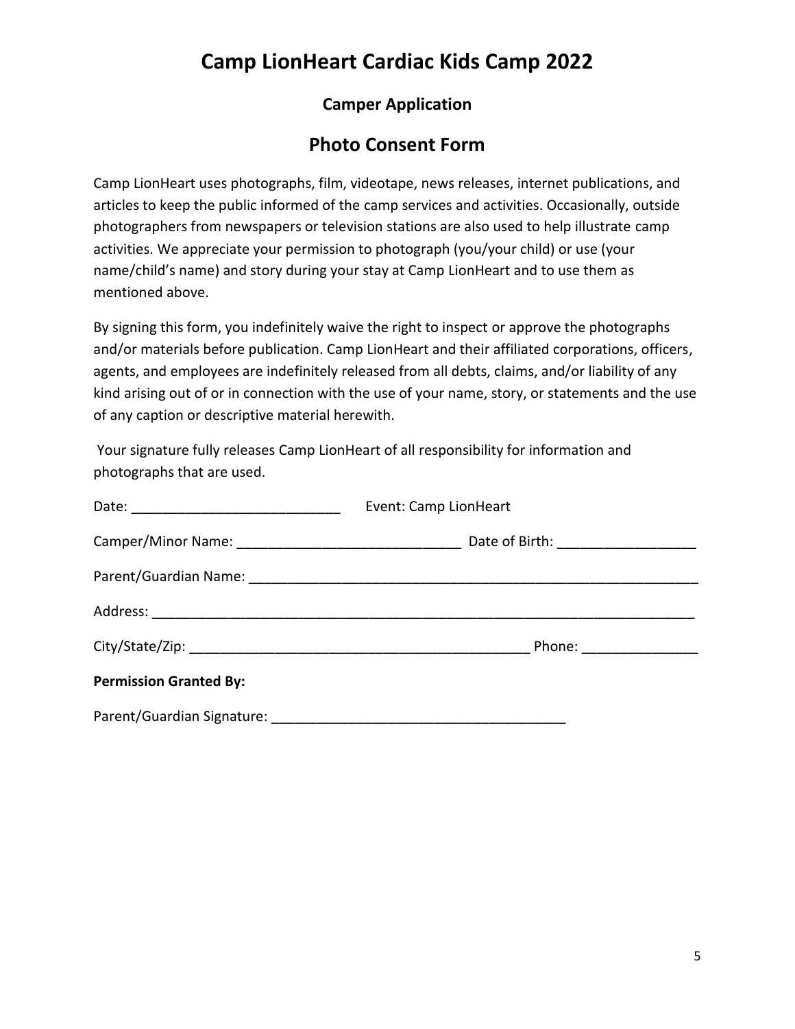# Camp LionHeart Cardiac Kids Camp 2022

### Camper Application

## Photo Consent Form

Camp LionHeart uses photographs, film, videotape, news releases, internet publications, and articles to keep the public informed of the camp services and activities. Occasionally, outside photographers from newspapers or television stations are also used to help illustrate camp activities. We appreciate your permission to photograph (you/your child) or use (your name/child's name) and story during your stay at Camp LionHeart and to use them as mentioned above.

By signing this form, you indefinitely waive the right to inspect or approve the photographs and/or materials before publication. Camp LionHeart and their affiliated corporations, officers, agents, and employees are indefinitely released from all debts, claims, and/or liability of any kind arising out of or in connection with the use of your name, story, or statements and the use of any caption or descriptive material herewith.

Your signature fully releases Camp LionHeart of all responsibility for information and photographs that are used.

Date: ___________________________ Event: Camp LionHeart

Camper/Minor Name: _____________________________ Date of Birth: __________________

Parent/Guardian Name: ___________________________________________________________

Address: _________________________________________________________________________

City/State/Zip: _____________________________________________ Phone: _______________

**Permission Granted By:**

Parent/Guardian Signature: ______________________________________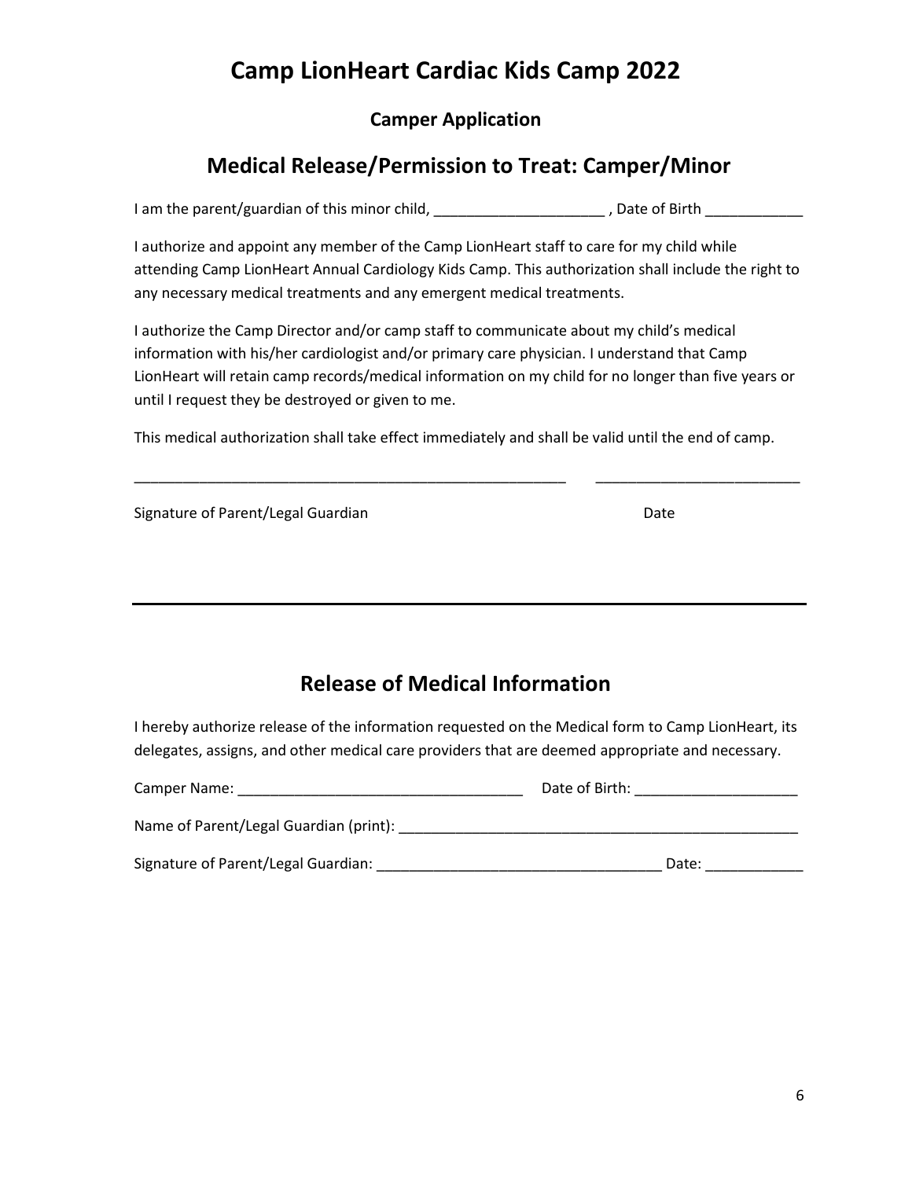# Camp LionHeart Cardiac Kids Camp 2022

### Camper Application

## Medical Release/Permission to Treat: Camper/Minor

I am the parent/guardian of this minor child, _____________________ , Date of Birth ____________

I authorize and appoint any member of the Camp LionHeart staff to care for my child while attending Camp LionHeart Annual Cardiology Kids Camp. This authorization shall include the right to any necessary medical treatments and any emergent medical treatments.

I authorize the Camp Director and/or camp staff to communicate about my child's medical information with his/her cardiologist and/or primary care physician. I understand that Camp LionHeart will retain camp records/medical information on my child for no longer than five years or until I request they be destroyed or given to me.

This medical authorization shall take effect immediately and shall be valid until the end of camp.

_______________________________________________________ _________________________

Signature of Parent/Legal Guardian Date

---

## Release of Medical Information

I hereby authorize release of the information requested on the Medical form to Camp LionHeart, its delegates, assigns, and other medical care providers that are deemed appropriate and necessary.

Camper Name: ___________________________________ Date of Birth: ____________________

Name of Parent/Legal Guardian (print): ___________________________________________________

Signature of Parent/Legal Guardian: ___________________________________ Date: ____________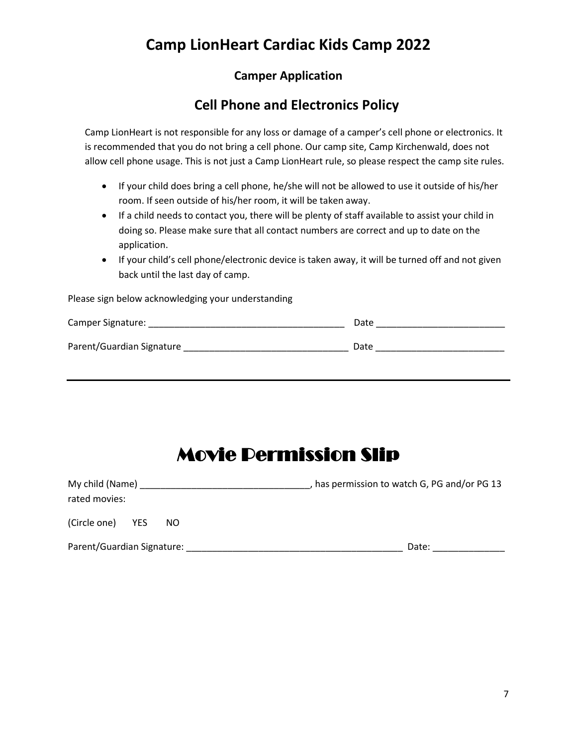# Camp LionHeart Cardiac Kids Camp 2022

### Camper Application

## Cell Phone and Electronics Policy

Camp LionHeart is not responsible for any loss or damage of a camper's cell phone or electronics. It is recommended that you do not bring a cell phone. Our camp site, Camp Kirchenwald, does not allow cell phone usage. This is not just a Camp LionHeart rule, so please respect the camp site rules.

- If your child does bring a cell phone, he/she will not be allowed to use it outside of his/her room. If seen outside of his/her room, it will be taken away.
- If a child needs to contact you, there will be plenty of staff available to assist your child in doing so. Please make sure that all contact numbers are correct and up to date on the application.
- If your child's cell phone/electronic device is taken away, it will be turned off and not given back until the last day of camp.

Please sign below acknowledging your understanding

Camper Signature: ______________________________________ Date _________________________

Parent/Guardian Signature ________________________________ Date _________________________

---

# Movie Permission Slip

My child (Name) _________________________________, has permission to watch G, PG and/or PG 13 rated movies:

(Circle one) YES NO

Parent/Guardian Signature: ___________________________________________ Date: ______________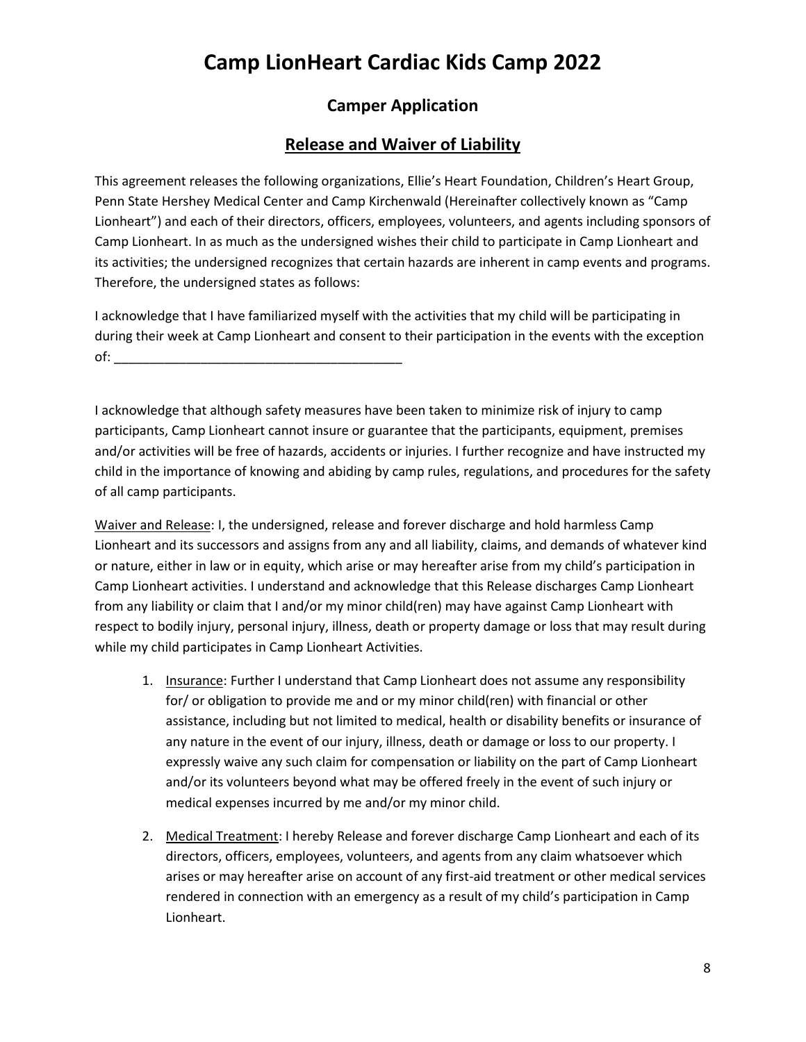# Camp LionHeart Cardiac Kids Camp 2022

## Camper Application

## Release and Waiver of Liability

This agreement releases the following organizations, Ellie's Heart Foundation, Children's Heart Group, Penn State Hershey Medical Center and Camp Kirchenwald (Hereinafter collectively known as "Camp Lionheart") and each of their directors, officers, employees, volunteers, and agents including sponsors of Camp Lionheart. In as much as the undersigned wishes their child to participate in Camp Lionheart and its activities; the undersigned recognizes that certain hazards are inherent in camp events and programs. Therefore, the undersigned states as follows:

I acknowledge that I have familiarized myself with the activities that my child will be participating in during their week at Camp Lionheart and consent to their participation in the events with the exception of: ________________________________________

I acknowledge that although safety measures have been taken to minimize risk of injury to camp participants, Camp Lionheart cannot insure or guarantee that the participants, equipment, premises and/or activities will be free of hazards, accidents or injuries. I further recognize and have instructed my child in the importance of knowing and abiding by camp rules, regulations, and procedures for the safety of all camp participants.

Waiver and Release: I, the undersigned, release and forever discharge and hold harmless Camp Lionheart and its successors and assigns from any and all liability, claims, and demands of whatever kind or nature, either in law or in equity, which arise or may hereafter arise from my child's participation in Camp Lionheart activities. I understand and acknowledge that this Release discharges Camp Lionheart from any liability or claim that I and/or my minor child(ren) may have against Camp Lionheart with respect to bodily injury, personal injury, illness, death or property damage or loss that may result during while my child participates in Camp Lionheart Activities.

1. Insurance: Further I understand that Camp Lionheart does not assume any responsibility for/ or obligation to provide me and or my minor child(ren) with financial or other assistance, including but not limited to medical, health or disability benefits or insurance of any nature in the event of our injury, illness, death or damage or loss to our property. I expressly waive any such claim for compensation or liability on the part of Camp Lionheart and/or its volunteers beyond what may be offered freely in the event of such injury or medical expenses incurred by me and/or my minor child.
2. Medical Treatment: I hereby Release and forever discharge Camp Lionheart and each of its directors, officers, employees, volunteers, and agents from any claim whatsoever which arises or may hereafter arise on account of any first-aid treatment or other medical services rendered in connection with an emergency as a result of my child's participation in Camp Lionheart.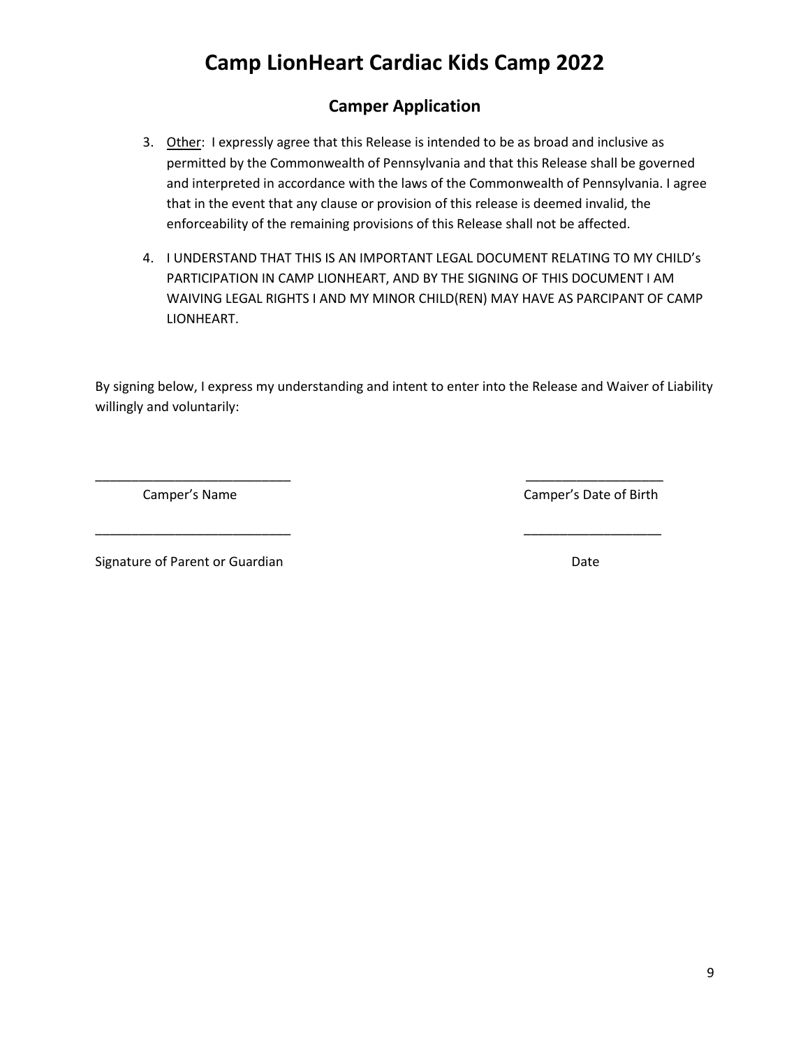# Camp LionHeart Cardiac Kids Camp 2022

## Camper Application

3. <u>Other</u>: I expressly agree that this Release is intended to be as broad and inclusive as permitted by the Commonwealth of Pennsylvania and that this Release shall be governed and interpreted in accordance with the laws of the Commonwealth of Pennsylvania. I agree that in the event that any clause or provision of this release is deemed invalid, the enforceability of the remaining provisions of this Release shall not be affected.

4. I UNDERSTAND THAT THIS IS AN IMPORTANT LEGAL DOCUMENT RELATING TO MY CHILD's PARTICIPATION IN CAMP LIONHEART, AND BY THE SIGNING OF THIS DOCUMENT I AM WAIVING LEGAL RIGHTS I AND MY MINOR CHILD(REN) MAY HAVE AS PARCIPANT OF CAMP LIONHEART.

By signing below, I express my understanding and intent to enter into the Release and Waiver of Liability willingly and voluntarily:

___________________________ ___________________

Camper's Name Camper's Date of Birth

___________________________ ___________________

Signature of Parent or Guardian Date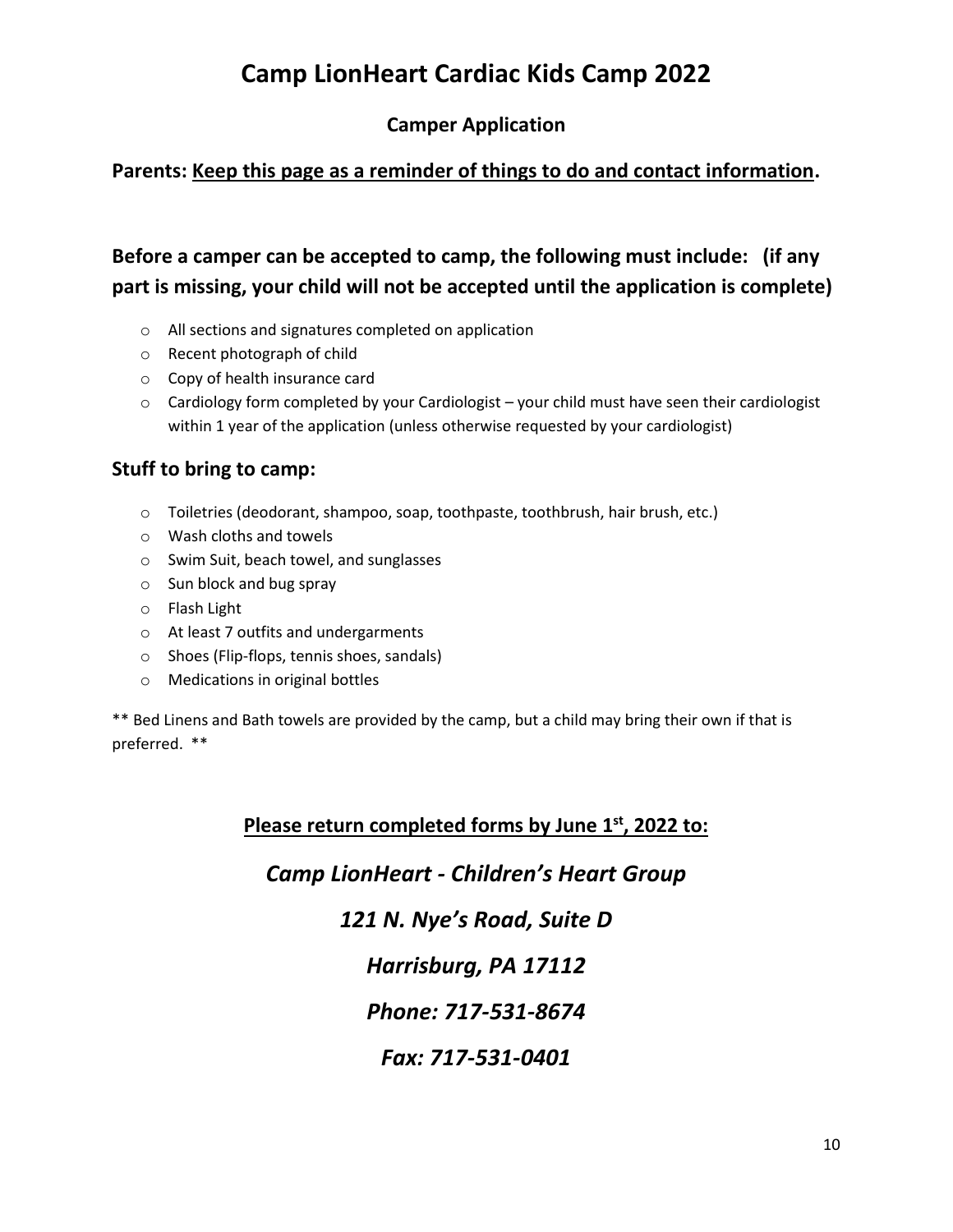# Camp LionHeart Cardiac Kids Camp 2022

## Camper Application

**Parents: <u>Keep this page as a reminder of things to do and contact information</u>.**

### Before a camper can be accepted to camp, the following must include: (if any part is missing, your child will not be accepted until the application is complete)

- All sections and signatures completed on application
- Recent photograph of child
- Copy of health insurance card
- Cardiology form completed by your Cardiologist – your child must have seen their cardiologist within 1 year of the application (unless otherwise requested by your cardiologist)

### Stuff to bring to camp:

- Toiletries (deodorant, shampoo, soap, toothpaste, toothbrush, hair brush, etc.)
- Wash cloths and towels
- Swim Suit, beach towel, and sunglasses
- Sun block and bug spray
- Flash Light
- At least 7 outfits and undergarments
- Shoes (Flip-flops, tennis shoes, sandals)
- Medications in original bottles

** Bed Linens and Bath towels are provided by the camp, but a child may bring their own if that is preferred. **

**<u>Please return completed forms by June 1st, 2022 to:</u>**

***Camp LionHeart - Children's Heart Group***

***121 N. Nye's Road, Suite D***

***Harrisburg, PA 17112***

***Phone: 717-531-8674***

***Fax: 717-531-0401***